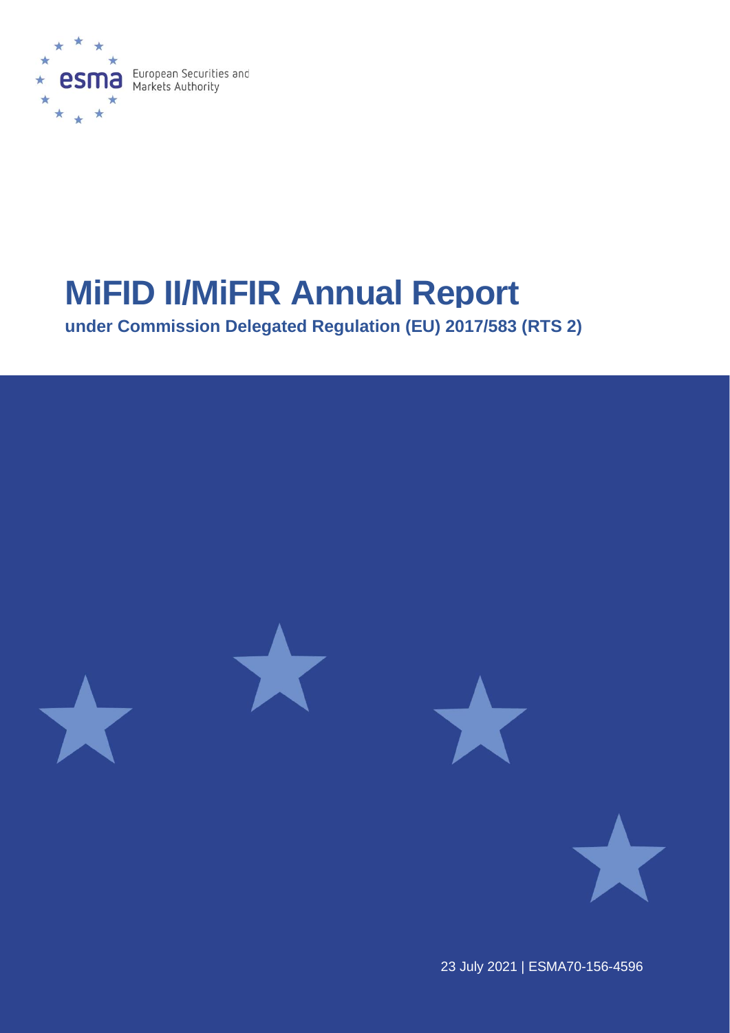European Securities and Markets Authority

# MiFID II/MiFIR Annual Report

## under Commission Delegated Regulation (EU) 2017/583 (RTS 2)

23 July 2021 | ESMA70-156-4596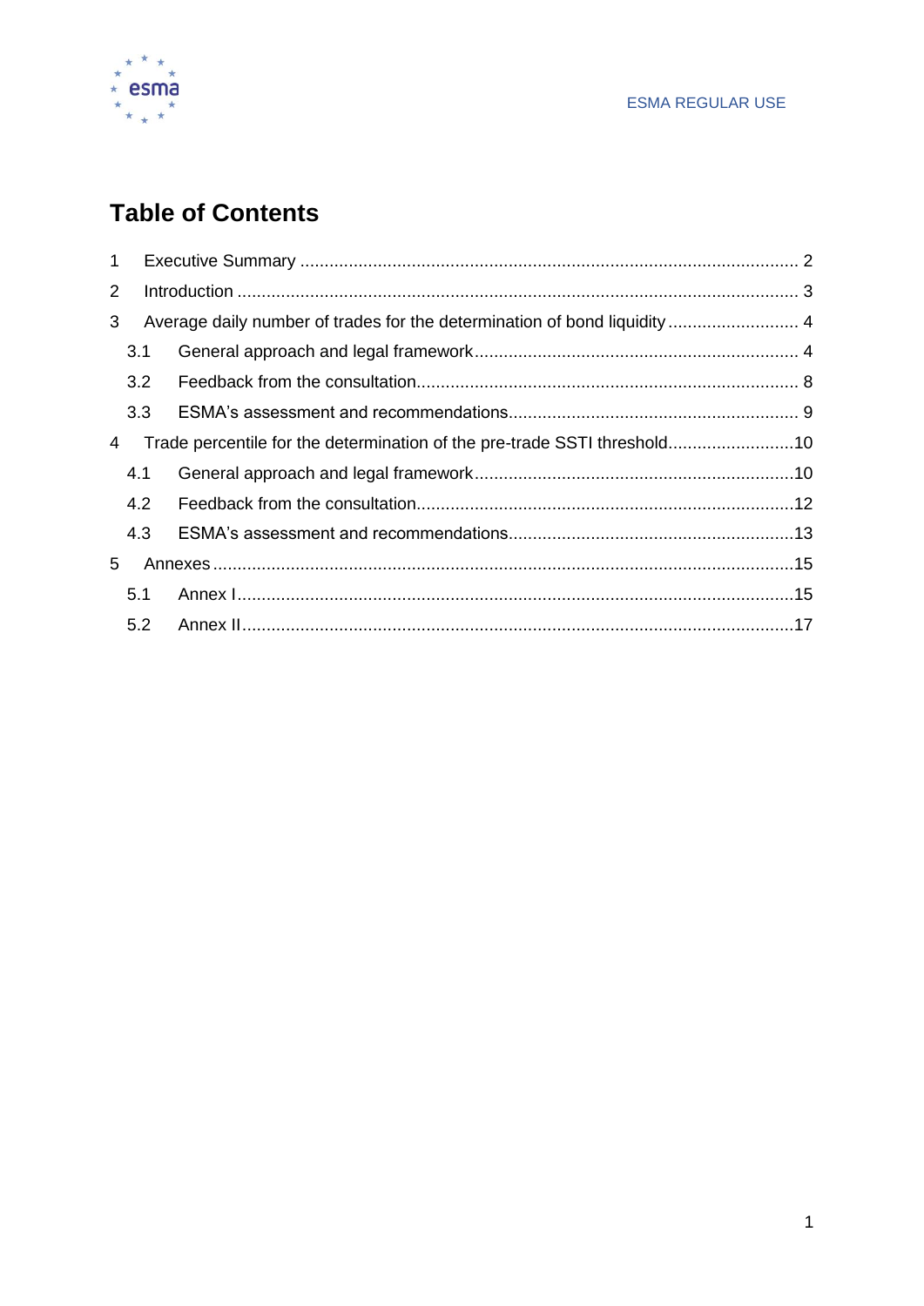# Table of Contents

1 Executive Summary ........................................................................................................ 2

2 Introduction .................................................................................................................... 3

3 Average daily number of trades for the determination of bond liquidity ........................... 4

  3.1 General approach and legal framework ................................................................... 4

  3.2 Feedback from the consultation ............................................................................... 8

  3.3 ESMA's assessment and recommendations ............................................................ 9

4 Trade percentile for the determination of the pre-trade SSTI threshold ..........................10

  4.1 General approach and legal framework ..................................................................10

  4.2 Feedback from the consultation ..............................................................................12

  4.3 ESMA's assessment and recommendations ...........................................................13

5 Annexes ........................................................................................................................15

  5.1 Annex I ...................................................................................................................15

  5.2 Annex II ..................................................................................................................17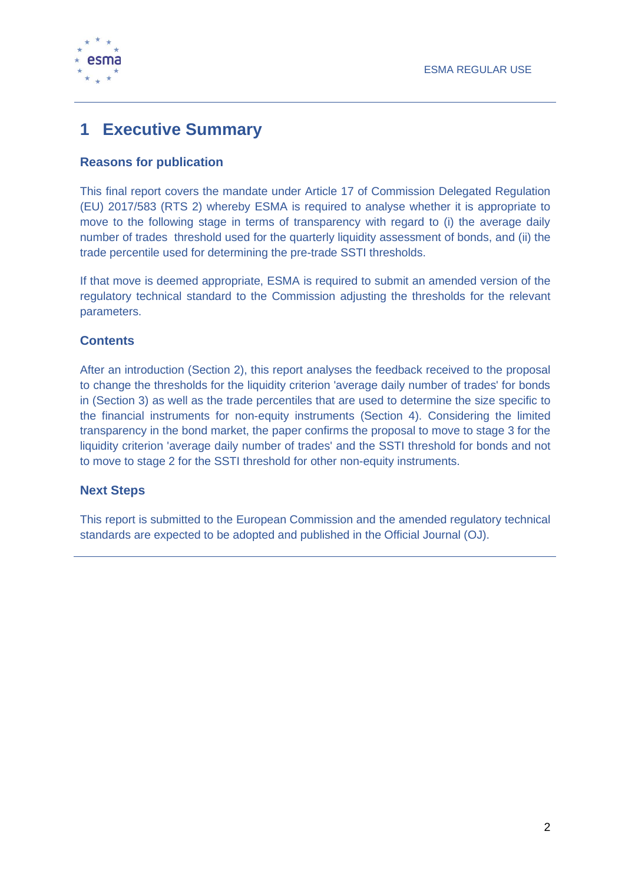# 1 Executive Summary

### Reasons for publication

This final report covers the mandate under Article 17 of Commission Delegated Regulation (EU) 2017/583 (RTS 2) whereby ESMA is required to analyse whether it is appropriate to move to the following stage in terms of transparency with regard to (i) the average daily number of trades threshold used for the quarterly liquidity assessment of bonds, and (ii) the trade percentile used for determining the pre-trade SSTI thresholds.

If that move is deemed appropriate, ESMA is required to submit an amended version of the regulatory technical standard to the Commission adjusting the thresholds for the relevant parameters.

### Contents

After an introduction (Section 2), this report analyses the feedback received to the proposal to change the thresholds for the liquidity criterion 'average daily number of trades' for bonds in (Section 3) as well as the trade percentiles that are used to determine the size specific to the financial instruments for non-equity instruments (Section 4). Considering the limited transparency in the bond market, the paper confirms the proposal to move to stage 3 for the liquidity criterion 'average daily number of trades' and the SSTI threshold for bonds and not to move to stage 2 for the SSTI threshold for other non-equity instruments.

### Next Steps

This report is submitted to the European Commission and the amended regulatory technical standards are expected to be adopted and published in the Official Journal (OJ).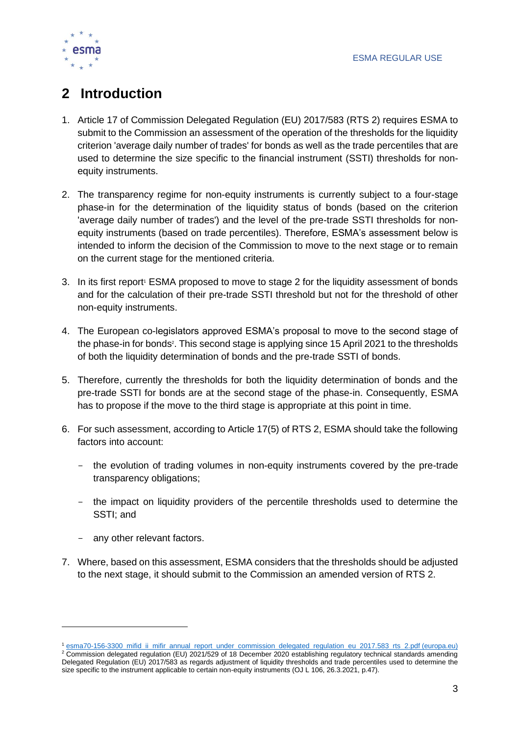## 2 Introduction

1. Article 17 of Commission Delegated Regulation (EU) 2017/583 (RTS 2) requires ESMA to submit to the Commission an assessment of the operation of the thresholds for the liquidity criterion 'average daily number of trades' for bonds as well as the trade percentiles that are used to determine the size specific to the financial instrument (SSTI) thresholds for non-equity instruments.

2. The transparency regime for non-equity instruments is currently subject to a four-stage phase-in for the determination of the liquidity status of bonds (based on the criterion 'average daily number of trades') and the level of the pre-trade SSTI thresholds for non-equity instruments (based on trade percentiles). Therefore, ESMA's assessment below is intended to inform the decision of the Commission to move to the next stage or to remain on the current stage for the mentioned criteria.

3. In its first report[1] ESMA proposed to move to stage 2 for the liquidity assessment of bonds and for the calculation of their pre-trade SSTI threshold but not for the threshold of other non-equity instruments.

4. The European co-legislators approved ESMA's proposal to move to the second stage of the phase-in for bonds[2]. This second stage is applying since 15 April 2021 to the thresholds of both the liquidity determination of bonds and the pre-trade SSTI of bonds.

5. Therefore, currently the thresholds for both the liquidity determination of bonds and the pre-trade SSTI for bonds are at the second stage of the phase-in. Consequently, ESMA has to propose if the move to the third stage is appropriate at this point in time.

6. For such assessment, according to Article 17(5) of RTS 2, ESMA should take the following factors into account:

   - the evolution of trading volumes in non-equity instruments covered by the pre-trade transparency obligations;

   - the impact on liquidity providers of the percentile thresholds used to determine the SSTI; and

   - any other relevant factors.

7. Where, based on this assessment, ESMA considers that the thresholds should be adjusted to the next stage, it should submit to the Commission an amended version of RTS 2.

---

[1] esma70-156-3300_mifid_ii_mifir_annual_report_under_commission_delegated_regulation_eu_2017.583_rts_2.pdf (europa.eu)

[2] Commission delegated regulation (EU) 2021/529 of 18 December 2020 establishing regulatory technical standards amending Delegated Regulation (EU) 2017/583 as regards adjustment of liquidity thresholds and trade percentiles used to determine the size specific to the instrument applicable to certain non-equity instruments (OJ L 106, 26.3.2021, p.47).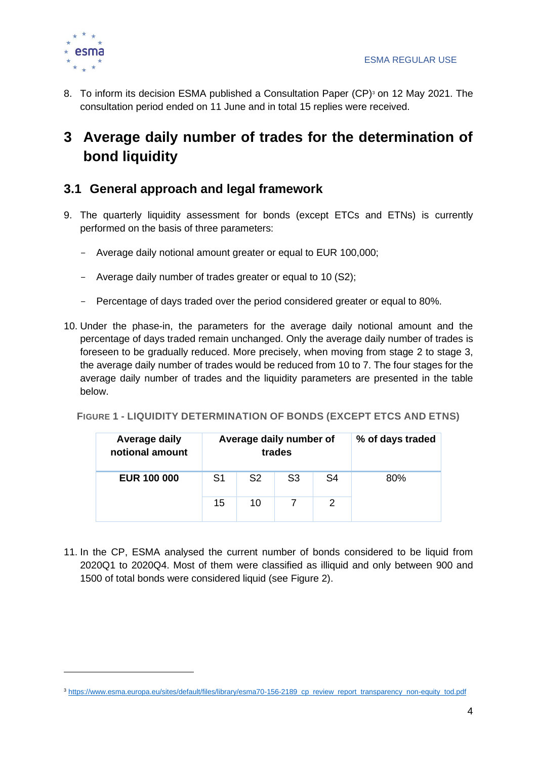8. To inform its decision ESMA published a Consultation Paper (CP)[3] on 12 May 2021. The consultation period ended on 11 June and in total 15 replies were received.

# 3 Average daily number of trades for the determination of bond liquidity

## 3.1 General approach and legal framework

9. The quarterly liquidity assessment for bonds (except ETCs and ETNs) is currently performed on the basis of three parameters:

   - Average daily notional amount greater or equal to EUR 100,000;
   - Average daily number of trades greater or equal to 10 (S2);
   - Percentage of days traded over the period considered greater or equal to 80%.

10. Under the phase-in, the parameters for the average daily notional amount and the percentage of days traded remain unchanged. Only the average daily number of trades is foreseen to be gradually reduced. More precisely, when moving from stage 2 to stage 3, the average daily number of trades would be reduced from 10 to 7. The four stages for the average daily number of trades and the liquidity parameters are presented in the table below.

**FIGURE 1 - LIQUIDITY DETERMINATION OF BONDS (EXCEPT ETCS AND ETNS)**

| Average daily notional amount | Average daily number of trades | | | | % of days traded |
|---|---|---|---|---|---|
| **EUR 100 000** | S1 | S2 | S3 | S4 | 80% |
| | 15 | 10 | 7 | 2 | |

11. In the CP, ESMA analysed the current number of bonds considered to be liquid from 2020Q1 to 2020Q4. Most of them were classified as illiquid and only between 900 and 1500 of total bonds were considered liquid (see Figure 2).

[3] https://www.esma.europa.eu/sites/default/files/library/esma70-156-2189_cp_review_report_transparency_non-equity_tod.pdf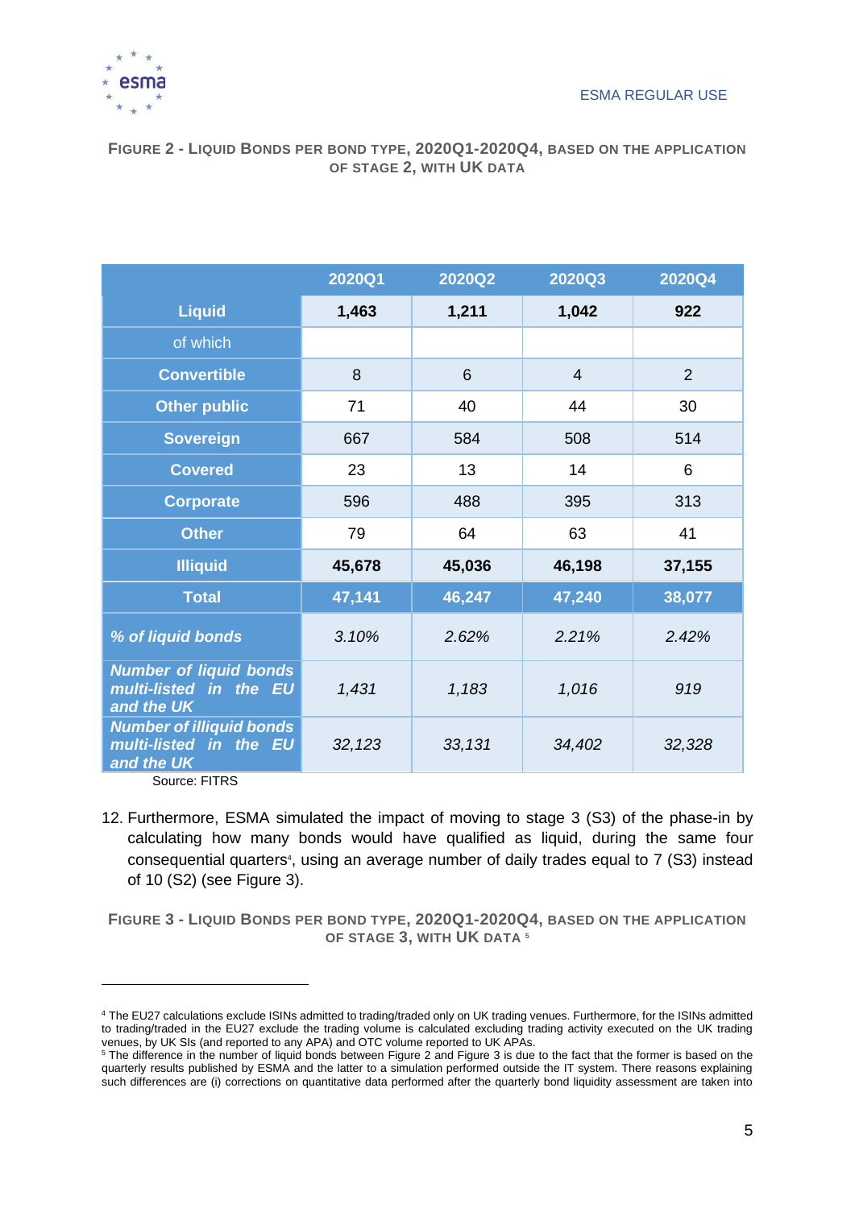**FIGURE 2 - LIQUID BONDS PER BOND TYPE, 2020Q1-2020Q4, BASED ON THE APPLICATION OF STAGE 2, WITH UK DATA**

| | 2020Q1 | 2020Q2 | 2020Q3 | 2020Q4 |
|---|---|---|---|---|
| **Liquid** | **1,463** | **1,211** | **1,042** | **922** |
| of which | | | | |
| **Convertible** | 8 | 6 | 4 | 2 |
| **Other public** | 71 | 40 | 44 | 30 |
| **Sovereign** | 667 | 584 | 508 | 514 |
| **Covered** | 23 | 13 | 14 | 6 |
| **Corporate** | 596 | 488 | 395 | 313 |
| **Other** | 79 | 64 | 63 | 41 |
| **Illiquid** | **45,678** | **45,036** | **46,198** | **37,155** |
| **Total** | **47,141** | **46,247** | **47,240** | **38,077** |
| ***% of liquid bonds*** | *3.10%* | *2.62%* | *2.21%* | *2.42%* |
| ***Number of liquid bonds multi-listed in the EU and the UK*** | *1,431* | *1,183* | *1,016* | *919* |
| ***Number of illiquid bonds multi-listed in the EU and the UK*** | *32,123* | *33,131* | *34,402* | *32,328* |

Source: FITRS

12. Furthermore, ESMA simulated the impact of moving to stage 3 (S3) of the phase-in by calculating how many bonds would have qualified as liquid, during the same four consequential quarters[4], using an average number of daily trades equal to 7 (S3) instead of 10 (S2) (see Figure 3).

**FIGURE 3 - LIQUID BONDS PER BOND TYPE, 2020Q1-2020Q4, BASED ON THE APPLICATION OF STAGE 3, WITH UK DATA [5]**

[4] The EU27 calculations exclude ISINs admitted to trading/traded only on UK trading venues. Furthermore, for the ISINs admitted to trading/traded in the EU27 exclude the trading volume is calculated excluding trading activity executed on the UK trading venues, by UK SIs (and reported to any APA) and OTC volume reported to UK APAs.

[5] The difference in the number of liquid bonds between Figure 2 and Figure 3 is due to the fact that the former is based on the quarterly results published by ESMA and the latter to a simulation performed outside the IT system. There reasons explaining such differences are (i) corrections on quantitative data performed after the quarterly bond liquidity assessment are taken into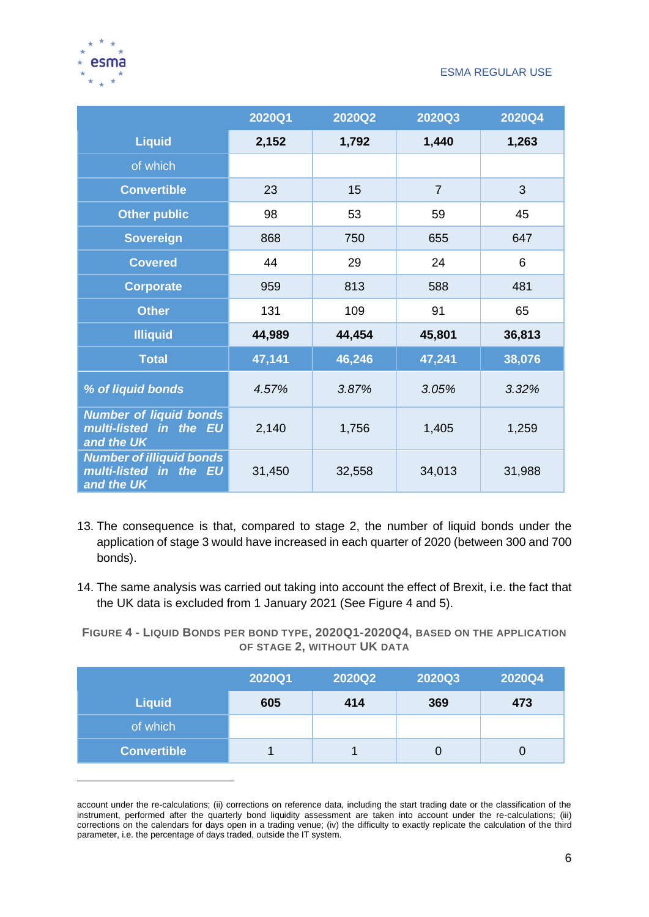| | 2020Q1 | 2020Q2 | 2020Q3 | 2020Q4 |
|---|---|---|---|---|
| **Liquid** | **2,152** | **1,792** | **1,440** | **1,263** |
| of which | | | | |
| **Convertible** | 23 | 15 | 7 | 3 |
| **Other public** | 98 | 53 | 59 | 45 |
| **Sovereign** | 868 | 750 | 655 | 647 |
| **Covered** | 44 | 29 | 24 | 6 |
| **Corporate** | 959 | 813 | 588 | 481 |
| **Other** | 131 | 109 | 91 | 65 |
| **Illiquid** | **44,989** | **44,454** | **45,801** | **36,813** |
| **Total** | **47,141** | **46,246** | **47,241** | **38,076** |
| ***% of liquid bonds*** | *4.57%* | *3.87%* | *3.05%* | *3.32%* |
| ***Number of liquid bonds multi-listed in the EU and the UK*** | 2,140 | 1,756 | 1,405 | 1,259 |
| ***Number of illiquid bonds multi-listed in the EU and the UK*** | 31,450 | 32,558 | 34,013 | 31,988 |

13. The consequence is that, compared to stage 2, the number of liquid bonds under the application of stage 3 would have increased in each quarter of 2020 (between 300 and 700 bonds).

14. The same analysis was carried out taking into account the effect of Brexit, i.e. the fact that the UK data is excluded from 1 January 2021 (See Figure 4 and 5).

FIGURE 4 - LIQUID BONDS PER BOND TYPE, 2020Q1-2020Q4, BASED ON THE APPLICATION OF STAGE 2, WITHOUT UK DATA

| | 2020Q1 | 2020Q2 | 2020Q3 | 2020Q4 |
|---|---|---|---|---|
| **Liquid** | **605** | **414** | **369** | **473** |
| of which | | | | |
| **Convertible** | 1 | 1 | 0 | 0 |

account under the re-calculations; (ii) corrections on reference data, including the start trading date or the classification of the instrument, performed after the quarterly bond liquidity assessment are taken into account under the re-calculations; (iii) corrections on the calendars for days open in a trading venue; (iv) the difficulty to exactly replicate the calculation of the third parameter, i.e. the percentage of days traded, outside the IT system.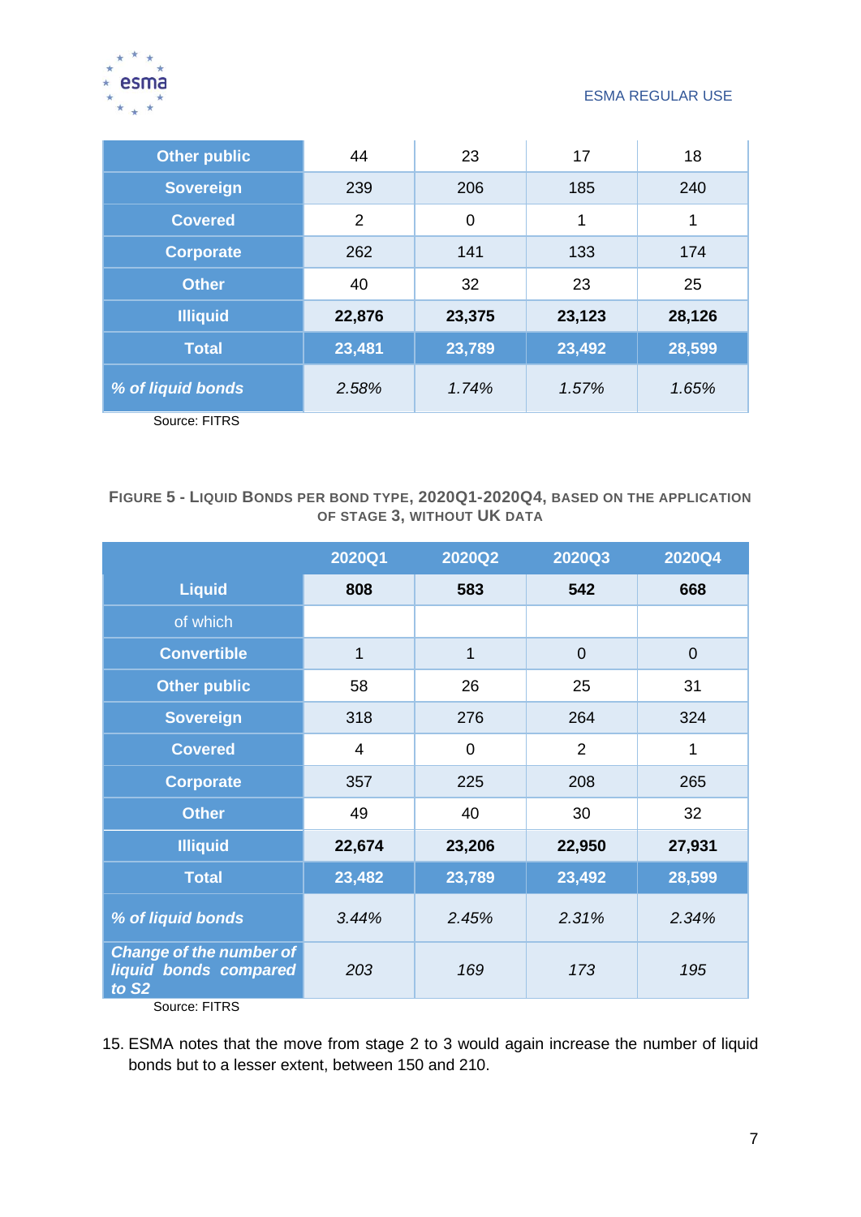| | | | | |
|---|---|---|---|---|
| **Other public** | 44 | 23 | 17 | 18 |
| **Sovereign** | 239 | 206 | 185 | 240 |
| **Covered** | 2 | 0 | 1 | 1 |
| **Corporate** | 262 | 141 | 133 | 174 |
| **Other** | 40 | 32 | 23 | 25 |
| **Illiquid** | **22,876** | **23,375** | **23,123** | **28,126** |
| **Total** | **23,481** | **23,789** | **23,492** | **28,599** |
| ***% of liquid bonds*** | *2.58%* | *1.74%* | *1.57%* | *1.65%* |

Source: FITRS

**FIGURE 5 - LIQUID BONDS PER BOND TYPE, 2020Q1-2020Q4, BASED ON THE APPLICATION OF STAGE 3, WITHOUT UK DATA**

| | 2020Q1 | 2020Q2 | 2020Q3 | 2020Q4 |
|---|---|---|---|---|
| **Liquid** | **808** | **583** | **542** | **668** |
| of which | | | | |
| **Convertible** | 1 | 1 | 0 | 0 |
| **Other public** | 58 | 26 | 25 | 31 |
| **Sovereign** | 318 | 276 | 264 | 324 |
| **Covered** | 4 | 0 | 2 | 1 |
| **Corporate** | 357 | 225 | 208 | 265 |
| **Other** | 49 | 40 | 30 | 32 |
| **Illiquid** | **22,674** | **23,206** | **22,950** | **27,931** |
| **Total** | **23,482** | **23,789** | **23,492** | **28,599** |
| ***% of liquid bonds*** | *3.44%* | *2.45%* | *2.31%* | *2.34%* |
| ***Change of the number of liquid bonds compared to S2*** | *203* | *169* | *173* | *195* |

Source: FITRS

15. ESMA notes that the move from stage 2 to 3 would again increase the number of liquid bonds but to a lesser extent, between 150 and 210.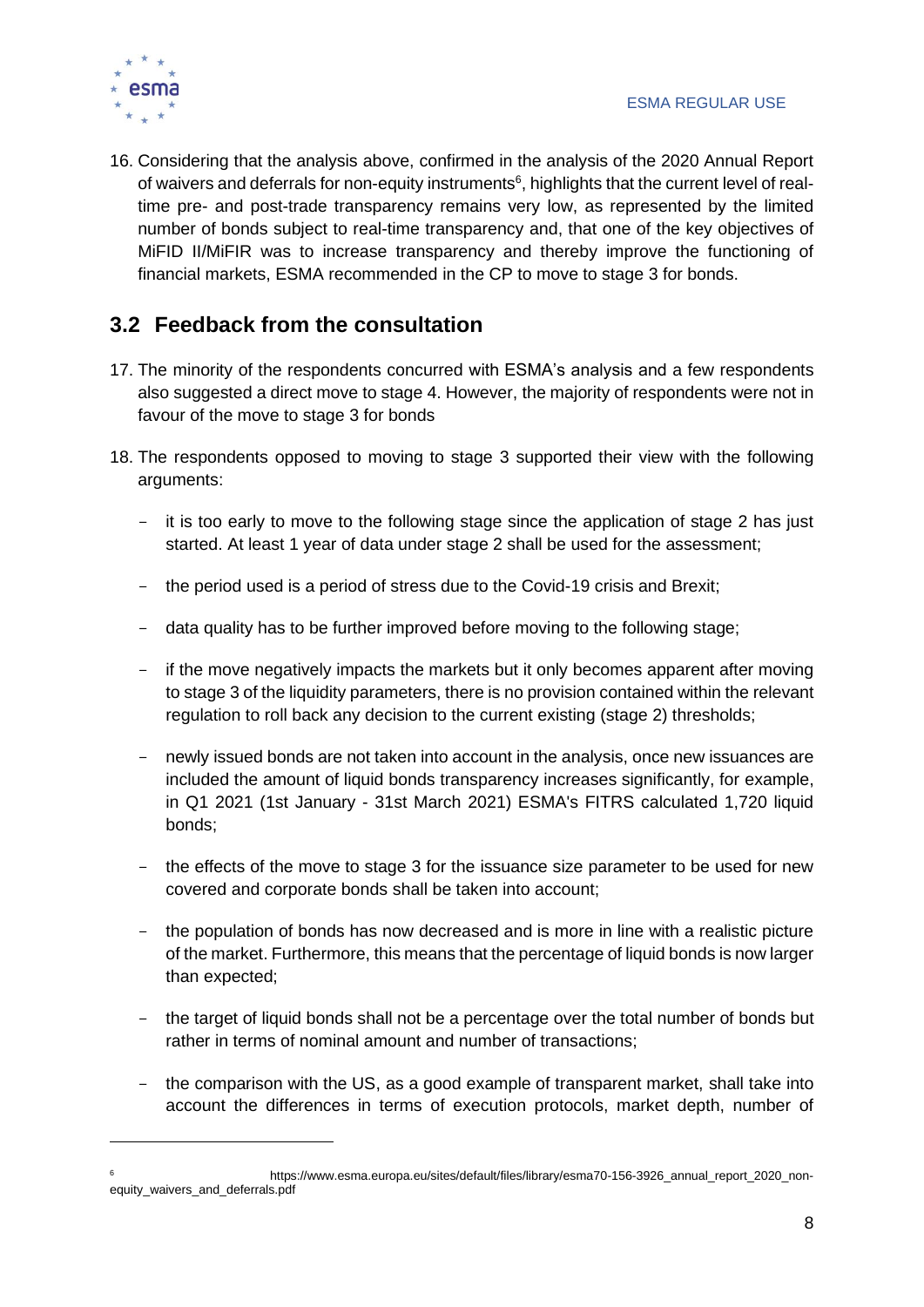16. Considering that the analysis above, confirmed in the analysis of the 2020 Annual Report of waivers and deferrals for non-equity instruments[6], highlights that the current level of real-time pre- and post-trade transparency remains very low, as represented by the limited number of bonds subject to real-time transparency and, that one of the key objectives of MiFID II/MiFIR was to increase transparency and thereby improve the functioning of financial markets, ESMA recommended in the CP to move to stage 3 for bonds.

## 3.2 Feedback from the consultation

17. The minority of the respondents concurred with ESMA's analysis and a few respondents also suggested a direct move to stage 4. However, the majority of respondents were not in favour of the move to stage 3 for bonds

18. The respondents opposed to moving to stage 3 supported their view with the following arguments:

    - it is too early to move to the following stage since the application of stage 2 has just started. At least 1 year of data under stage 2 shall be used for the assessment;
    - the period used is a period of stress due to the Covid-19 crisis and Brexit;
    - data quality has to be further improved before moving to the following stage;
    - if the move negatively impacts the markets but it only becomes apparent after moving to stage 3 of the liquidity parameters, there is no provision contained within the relevant regulation to roll back any decision to the current existing (stage 2) thresholds;
    - newly issued bonds are not taken into account in the analysis, once new issuances are included the amount of liquid bonds transparency increases significantly, for example, in Q1 2021 (1st January - 31st March 2021) ESMA's FITRS calculated 1,720 liquid bonds;
    - the effects of the move to stage 3 for the issuance size parameter to be used for new covered and corporate bonds shall be taken into account;
    - the population of bonds has now decreased and is more in line with a realistic picture of the market. Furthermore, this means that the percentage of liquid bonds is now larger than expected;
    - the target of liquid bonds shall not be a percentage over the total number of bonds but rather in terms of nominal amount and number of transactions;
    - the comparison with the US, as a good example of transparent market, shall take into account the differences in terms of execution protocols, market depth, number of

[6] https://www.esma.europa.eu/sites/default/files/library/esma70-156-3926_annual_report_2020_non-equity_waivers_and_deferrals.pdf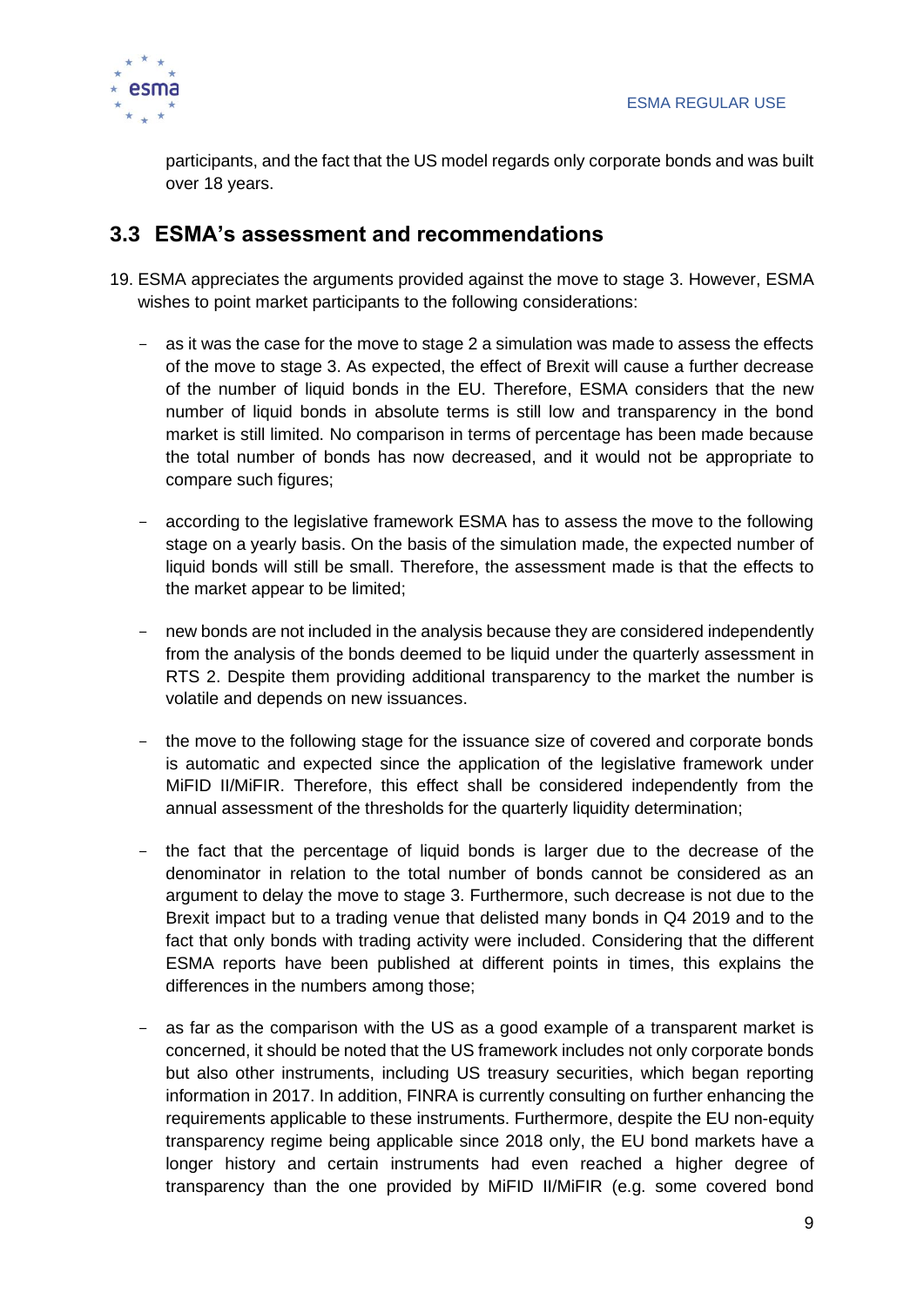participants, and the fact that the US model regards only corporate bonds and was built over 18 years.

## 3.3 ESMA's assessment and recommendations

19. ESMA appreciates the arguments provided against the move to stage 3. However, ESMA wishes to point market participants to the following considerations:

    - as it was the case for the move to stage 2 a simulation was made to assess the effects of the move to stage 3. As expected, the effect of Brexit will cause a further decrease of the number of liquid bonds in the EU. Therefore, ESMA considers that the new number of liquid bonds in absolute terms is still low and transparency in the bond market is still limited. No comparison in terms of percentage has been made because the total number of bonds has now decreased, and it would not be appropriate to compare such figures;

    - according to the legislative framework ESMA has to assess the move to the following stage on a yearly basis. On the basis of the simulation made, the expected number of liquid bonds will still be small. Therefore, the assessment made is that the effects to the market appear to be limited;

    - new bonds are not included in the analysis because they are considered independently from the analysis of the bonds deemed to be liquid under the quarterly assessment in RTS 2. Despite them providing additional transparency to the market the number is volatile and depends on new issuances.

    - the move to the following stage for the issuance size of covered and corporate bonds is automatic and expected since the application of the legislative framework under MiFID II/MiFIR. Therefore, this effect shall be considered independently from the annual assessment of the thresholds for the quarterly liquidity determination;

    - the fact that the percentage of liquid bonds is larger due to the decrease of the denominator in relation to the total number of bonds cannot be considered as an argument to delay the move to stage 3. Furthermore, such decrease is not due to the Brexit impact but to a trading venue that delisted many bonds in Q4 2019 and to the fact that only bonds with trading activity were included. Considering that the different ESMA reports have been published at different points in times, this explains the differences in the numbers among those;

    - as far as the comparison with the US as a good example of a transparent market is concerned, it should be noted that the US framework includes not only corporate bonds but also other instruments, including US treasury securities, which began reporting information in 2017. In addition, FINRA is currently consulting on further enhancing the requirements applicable to these instruments. Furthermore, despite the EU non-equity transparency regime being applicable since 2018 only, the EU bond markets have a longer history and certain instruments had even reached a higher degree of transparency than the one provided by MiFID II/MiFIR (e.g. some covered bond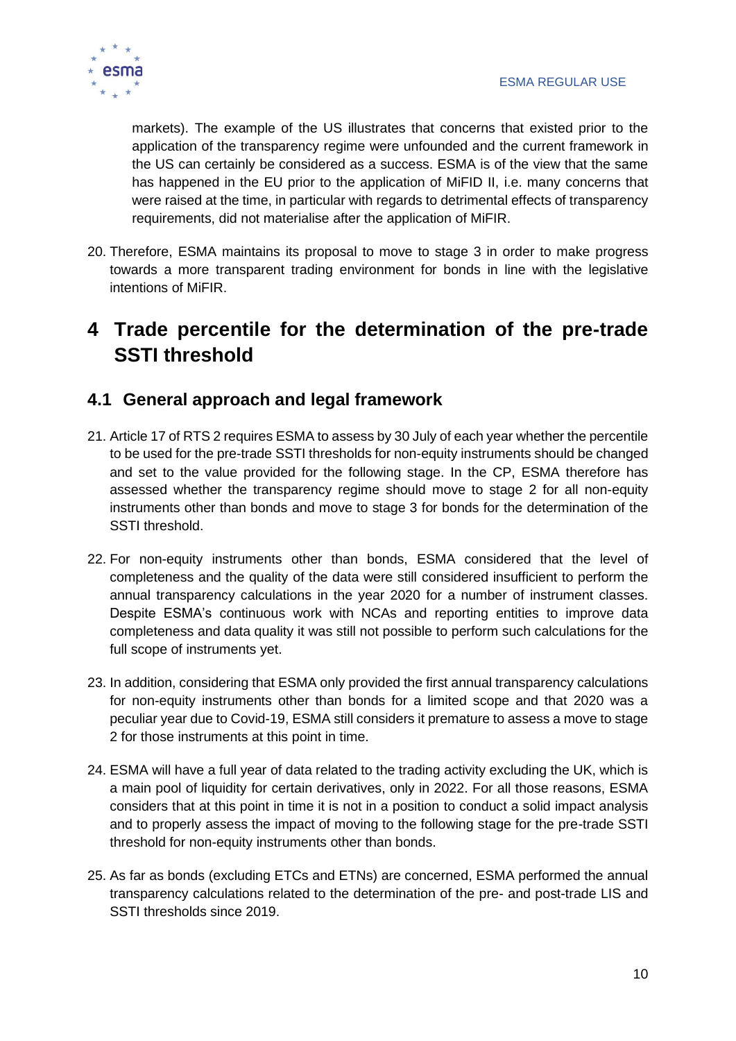markets). The example of the US illustrates that concerns that existed prior to the application of the transparency regime were unfounded and the current framework in the US can certainly be considered as a success. ESMA is of the view that the same has happened in the EU prior to the application of MiFID II, i.e. many concerns that were raised at the time, in particular with regards to detrimental effects of transparency requirements, did not materialise after the application of MiFIR.

20. Therefore, ESMA maintains its proposal to move to stage 3 in order to make progress towards a more transparent trading environment for bonds in line with the legislative intentions of MiFIR.

# 4 Trade percentile for the determination of the pre-trade SSTI threshold

## 4.1 General approach and legal framework

21. Article 17 of RTS 2 requires ESMA to assess by 30 July of each year whether the percentile to be used for the pre-trade SSTI thresholds for non-equity instruments should be changed and set to the value provided for the following stage. In the CP, ESMA therefore has assessed whether the transparency regime should move to stage 2 for all non-equity instruments other than bonds and move to stage 3 for bonds for the determination of the SSTI threshold.

22. For non-equity instruments other than bonds, ESMA considered that the level of completeness and the quality of the data were still considered insufficient to perform the annual transparency calculations in the year 2020 for a number of instrument classes. Despite ESMA's continuous work with NCAs and reporting entities to improve data completeness and data quality it was still not possible to perform such calculations for the full scope of instruments yet.

23. In addition, considering that ESMA only provided the first annual transparency calculations for non-equity instruments other than bonds for a limited scope and that 2020 was a peculiar year due to Covid-19, ESMA still considers it premature to assess a move to stage 2 for those instruments at this point in time.

24. ESMA will have a full year of data related to the trading activity excluding the UK, which is a main pool of liquidity for certain derivatives, only in 2022. For all those reasons, ESMA considers that at this point in time it is not in a position to conduct a solid impact analysis and to properly assess the impact of moving to the following stage for the pre-trade SSTI threshold for non-equity instruments other than bonds.

25. As far as bonds (excluding ETCs and ETNs) are concerned, ESMA performed the annual transparency calculations related to the determination of the pre- and post-trade LIS and SSTI thresholds since 2019.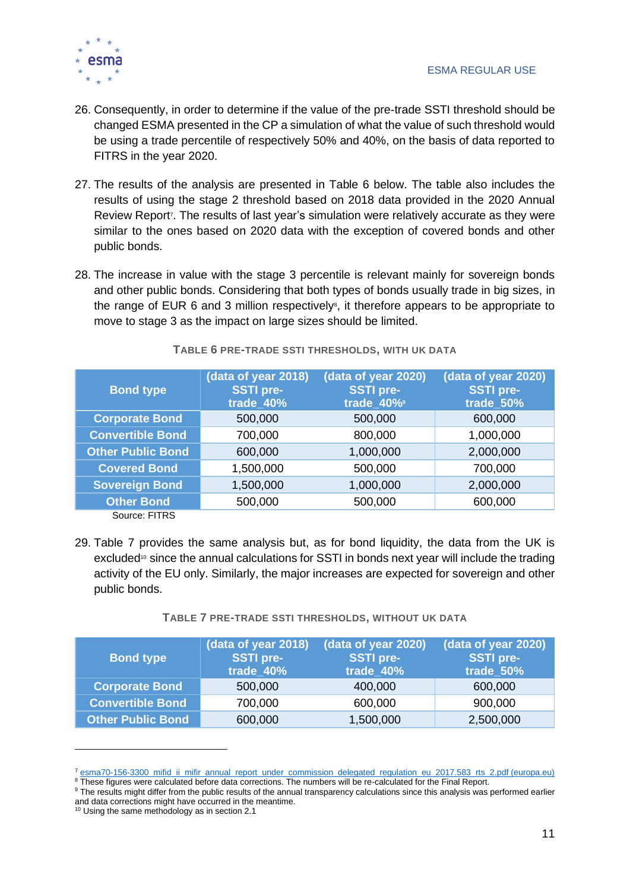26. Consequently, in order to determine if the value of the pre-trade SSTI threshold should be changed ESMA presented in the CP a simulation of what the value of such threshold would be using a trade percentile of respectively 50% and 40%, on the basis of data reported to FITRS in the year 2020.

27. The results of the analysis are presented in Table 6 below. The table also includes the results of using the stage 2 threshold based on 2018 data provided in the 2020 Annual Review Report[7]. The results of last year's simulation were relatively accurate as they were similar to the ones based on 2020 data with the exception of covered bonds and other public bonds.

28. The increase in value with the stage 3 percentile is relevant mainly for sovereign bonds and other public bonds. Considering that both types of bonds usually trade in big sizes, in the range of EUR 6 and 3 million respectively[8], it therefore appears to be appropriate to move to stage 3 as the impact on large sizes should be limited.

**TABLE 6 PRE-TRADE SSTI THRESHOLDS, WITH UK DATA**

| Bond type | (data of year 2018) SSTI pre-trade_40% | (data of year 2020) SSTI pre-trade_40%[9] | (data of year 2020) SSTI pre-trade_50% |
|---|---|---|---|
| Corporate Bond | 500,000 | 500,000 | 600,000 |
| Convertible Bond | 700,000 | 800,000 | 1,000,000 |
| Other Public Bond | 600,000 | 1,000,000 | 2,000,000 |
| Covered Bond | 1,500,000 | 500,000 | 700,000 |
| Sovereign Bond | 1,500,000 | 1,000,000 | 2,000,000 |
| Other Bond | 500,000 | 500,000 | 600,000 |

Source: FITRS

29. Table 7 provides the same analysis but, as for bond liquidity, the data from the UK is excluded[10] since the annual calculations for SSTI in bonds next year will include the trading activity of the EU only. Similarly, the major increases are expected for sovereign and other public bonds.

**TABLE 7 PRE-TRADE SSTI THRESHOLDS, WITHOUT UK DATA**

| Bond type | (data of year 2018) SSTI pre-trade_40% | (data of year 2020) SSTI pre-trade_40% | (data of year 2020) SSTI pre-trade_50% |
|---|---|---|---|
| Corporate Bond | 500,000 | 400,000 | 600,000 |
| Convertible Bond | 700,000 | 600,000 | 900,000 |
| Other Public Bond | 600,000 | 1,500,000 | 2,500,000 |

---

[7] esma70-156-3300_mifid_ii_mifir_annual_report_under_commission_delegated_regulation_eu_2017.583_rts_2.pdf (europa.eu)

[8] These figures were calculated before data corrections. The numbers will be re-calculated for the Final Report.

[9] The results might differ from the public results of the annual transparency calculations since this analysis was performed earlier and data corrections might have occurred in the meantime.

[10] Using the same methodology as in section 2.1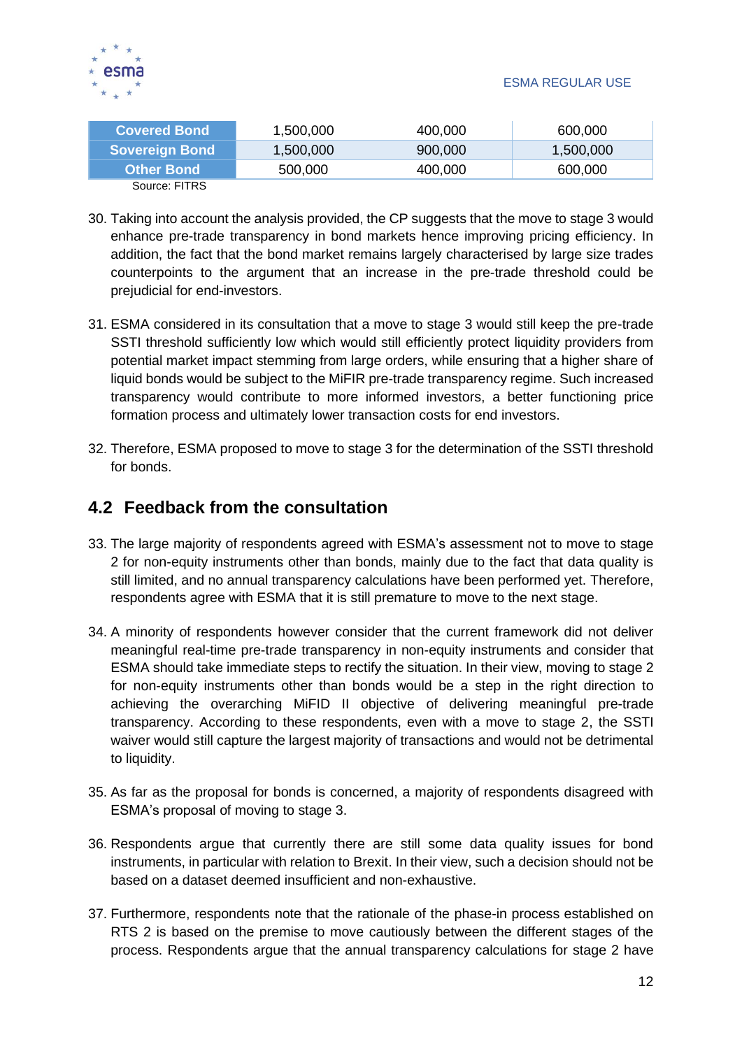| Covered Bond | 1,500,000 | 400,000 | 600,000 |
| --- | --- | --- | --- |
| Sovereign Bond | 1,500,000 | 900,000 | 1,500,000 |
| Other Bond | 500,000 | 400,000 | 600,000 |

Source: FITRS

30. Taking into account the analysis provided, the CP suggests that the move to stage 3 would enhance pre-trade transparency in bond markets hence improving pricing efficiency. In addition, the fact that the bond market remains largely characterised by large size trades counterpoints to the argument that an increase in the pre-trade threshold could be prejudicial for end-investors.

31. ESMA considered in its consultation that a move to stage 3 would still keep the pre-trade SSTI threshold sufficiently low which would still efficiently protect liquidity providers from potential market impact stemming from large orders, while ensuring that a higher share of liquid bonds would be subject to the MiFIR pre-trade transparency regime. Such increased transparency would contribute to more informed investors, a better functioning price formation process and ultimately lower transaction costs for end investors.

32. Therefore, ESMA proposed to move to stage 3 for the determination of the SSTI threshold for bonds.

## 4.2 Feedback from the consultation

33. The large majority of respondents agreed with ESMA's assessment not to move to stage 2 for non-equity instruments other than bonds, mainly due to the fact that data quality is still limited, and no annual transparency calculations have been performed yet. Therefore, respondents agree with ESMA that it is still premature to move to the next stage.

34. A minority of respondents however consider that the current framework did not deliver meaningful real-time pre-trade transparency in non-equity instruments and consider that ESMA should take immediate steps to rectify the situation. In their view, moving to stage 2 for non-equity instruments other than bonds would be a step in the right direction to achieving the overarching MiFID II objective of delivering meaningful pre-trade transparency. According to these respondents, even with a move to stage 2, the SSTI waiver would still capture the largest majority of transactions and would not be detrimental to liquidity.

35. As far as the proposal for bonds is concerned, a majority of respondents disagreed with ESMA's proposal of moving to stage 3.

36. Respondents argue that currently there are still some data quality issues for bond instruments, in particular with relation to Brexit. In their view, such a decision should not be based on a dataset deemed insufficient and non-exhaustive.

37. Furthermore, respondents note that the rationale of the phase-in process established on RTS 2 is based on the premise to move cautiously between the different stages of the process. Respondents argue that the annual transparency calculations for stage 2 have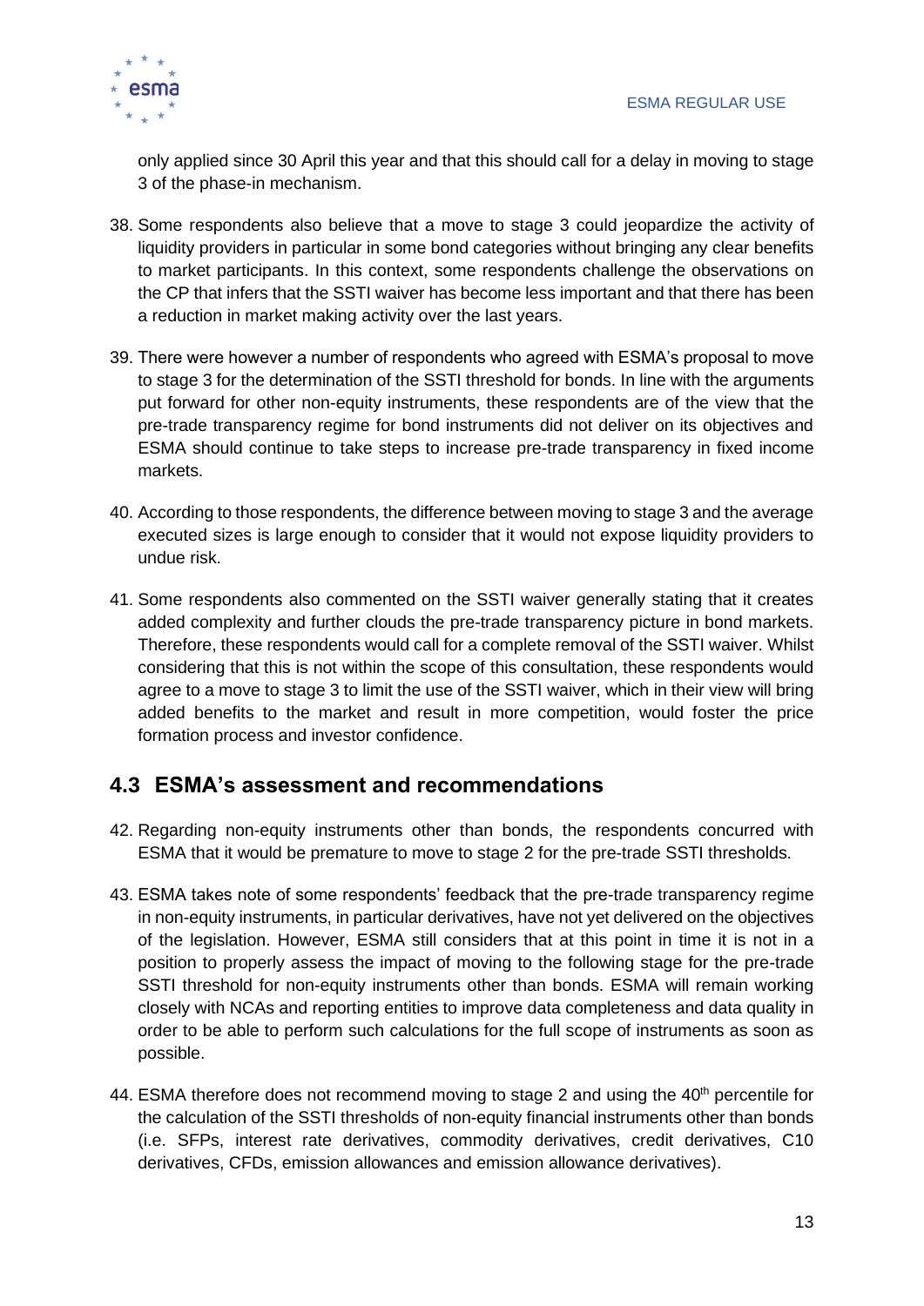only applied since 30 April this year and that this should call for a delay in moving to stage 3 of the phase-in mechanism.

38. Some respondents also believe that a move to stage 3 could jeopardize the activity of liquidity providers in particular in some bond categories without bringing any clear benefits to market participants. In this context, some respondents challenge the observations on the CP that infers that the SSTI waiver has become less important and that there has been a reduction in market making activity over the last years.

39. There were however a number of respondents who agreed with ESMA's proposal to move to stage 3 for the determination of the SSTI threshold for bonds. In line with the arguments put forward for other non-equity instruments, these respondents are of the view that the pre-trade transparency regime for bond instruments did not deliver on its objectives and ESMA should continue to take steps to increase pre-trade transparency in fixed income markets.

40. According to those respondents, the difference between moving to stage 3 and the average executed sizes is large enough to consider that it would not expose liquidity providers to undue risk.

41. Some respondents also commented on the SSTI waiver generally stating that it creates added complexity and further clouds the pre-trade transparency picture in bond markets. Therefore, these respondents would call for a complete removal of the SSTI waiver. Whilst considering that this is not within the scope of this consultation, these respondents would agree to a move to stage 3 to limit the use of the SSTI waiver, which in their view will bring added benefits to the market and result in more competition, would foster the price formation process and investor confidence.

## 4.3 ESMA's assessment and recommendations

42. Regarding non-equity instruments other than bonds, the respondents concurred with ESMA that it would be premature to move to stage 2 for the pre-trade SSTI thresholds.

43. ESMA takes note of some respondents' feedback that the pre-trade transparency regime in non-equity instruments, in particular derivatives, have not yet delivered on the objectives of the legislation. However, ESMA still considers that at this point in time it is not in a position to properly assess the impact of moving to the following stage for the pre-trade SSTI threshold for non-equity instruments other than bonds. ESMA will remain working closely with NCAs and reporting entities to improve data completeness and data quality in order to be able to perform such calculations for the full scope of instruments as soon as possible.

44. ESMA therefore does not recommend moving to stage 2 and using the 40th percentile for the calculation of the SSTI thresholds of non-equity financial instruments other than bonds (i.e. SFPs, interest rate derivatives, commodity derivatives, credit derivatives, C10 derivatives, CFDs, emission allowances and emission allowance derivatives).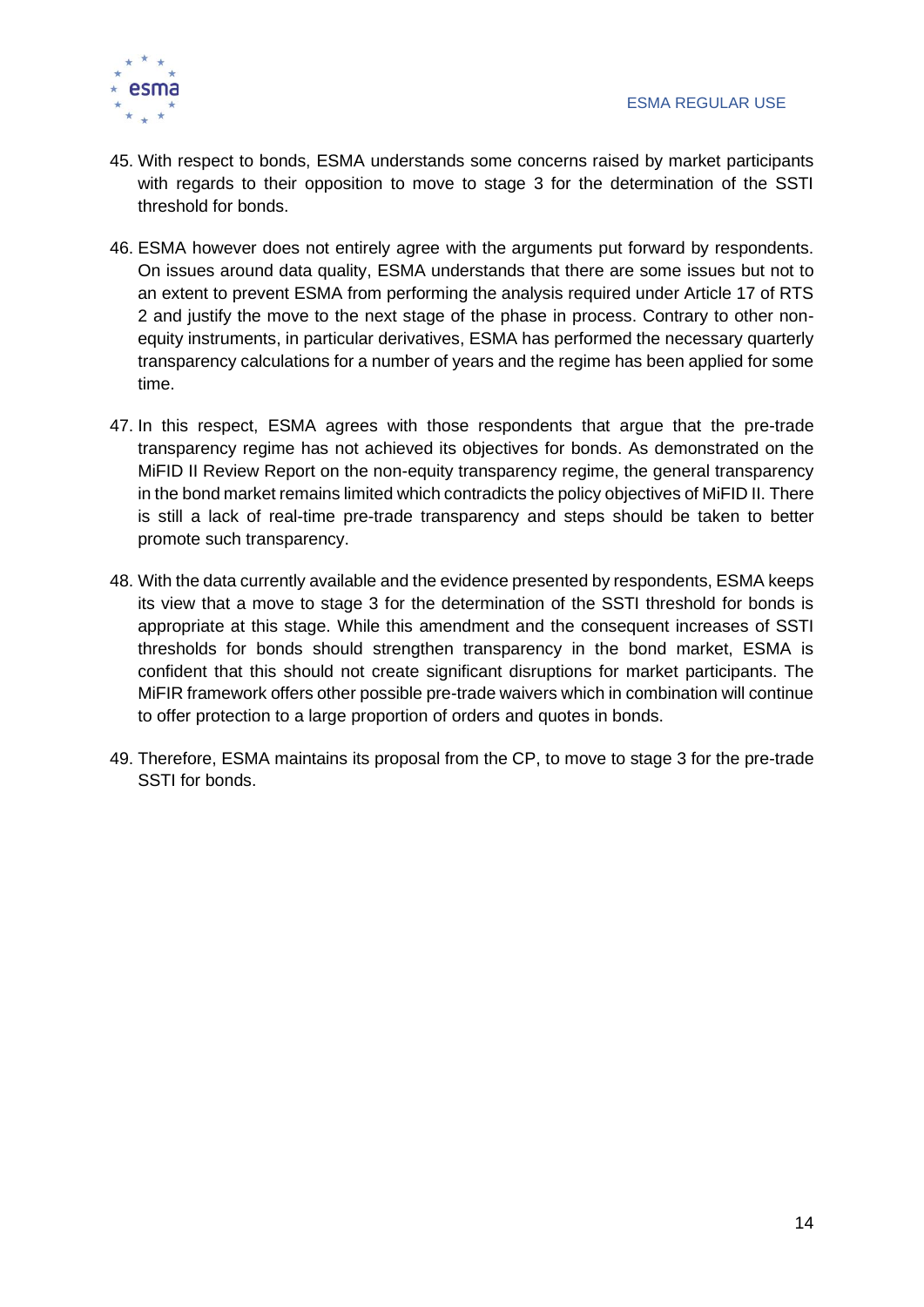45. With respect to bonds, ESMA understands some concerns raised by market participants with regards to their opposition to move to stage 3 for the determination of the SSTI threshold for bonds.

46. ESMA however does not entirely agree with the arguments put forward by respondents. On issues around data quality, ESMA understands that there are some issues but not to an extent to prevent ESMA from performing the analysis required under Article 17 of RTS 2 and justify the move to the next stage of the phase in process. Contrary to other non-equity instruments, in particular derivatives, ESMA has performed the necessary quarterly transparency calculations for a number of years and the regime has been applied for some time.

47. In this respect, ESMA agrees with those respondents that argue that the pre-trade transparency regime has not achieved its objectives for bonds. As demonstrated on the MiFID II Review Report on the non-equity transparency regime, the general transparency in the bond market remains limited which contradicts the policy objectives of MiFID II. There is still a lack of real-time pre-trade transparency and steps should be taken to better promote such transparency.

48. With the data currently available and the evidence presented by respondents, ESMA keeps its view that a move to stage 3 for the determination of the SSTI threshold for bonds is appropriate at this stage. While this amendment and the consequent increases of SSTI thresholds for bonds should strengthen transparency in the bond market, ESMA is confident that this should not create significant disruptions for market participants. The MiFIR framework offers other possible pre-trade waivers which in combination will continue to offer protection to a large proportion of orders and quotes in bonds.

49. Therefore, ESMA maintains its proposal from the CP, to move to stage 3 for the pre-trade SSTI for bonds.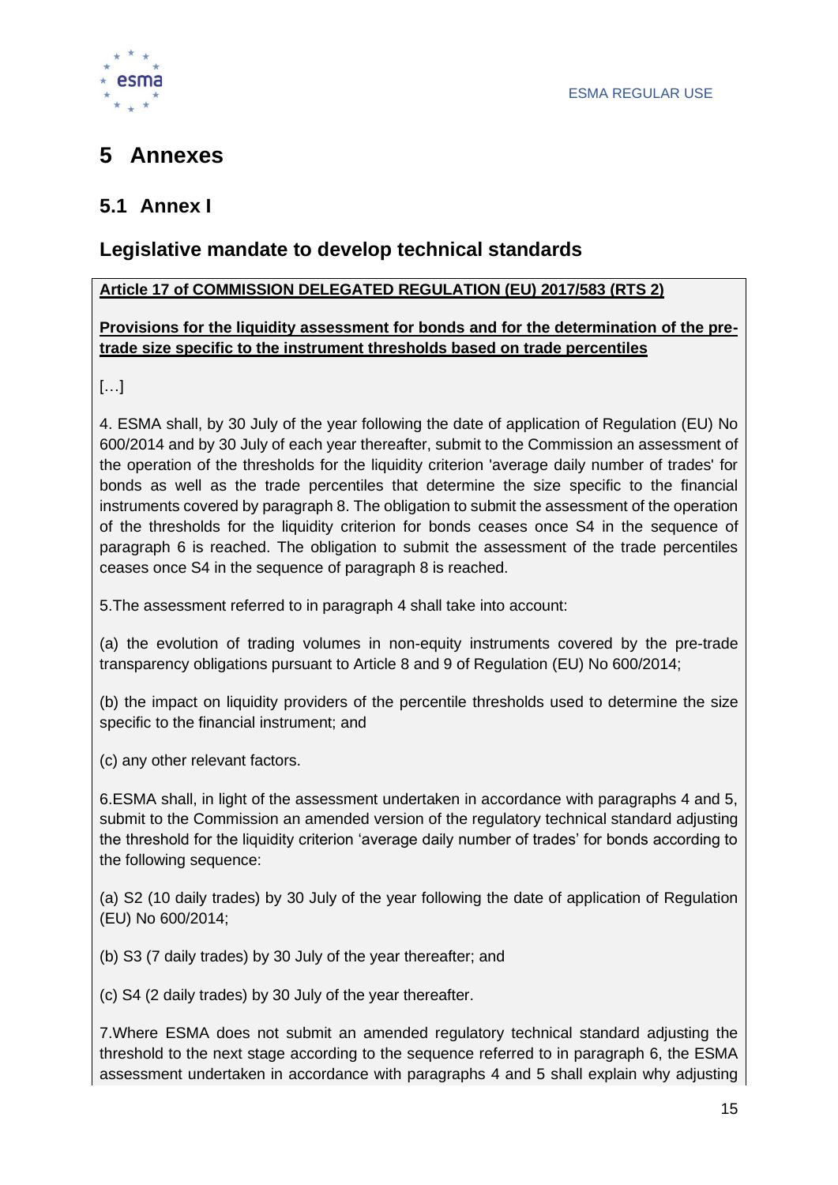# 5 Annexes

## 5.1 Annex I

## Legislative mandate to develop technical standards

**Article 17 of COMMISSION DELEGATED REGULATION (EU) 2017/583 (RTS 2)**

**Provisions for the liquidity assessment for bonds and for the determination of the pre-trade size specific to the instrument thresholds based on trade percentiles**

[…]

4. ESMA shall, by 30 July of the year following the date of application of Regulation (EU) No 600/2014 and by 30 July of each year thereafter, submit to the Commission an assessment of the operation of the thresholds for the liquidity criterion 'average daily number of trades' for bonds as well as the trade percentiles that determine the size specific to the financial instruments covered by paragraph 8. The obligation to submit the assessment of the operation of the thresholds for the liquidity criterion for bonds ceases once S4 in the sequence of paragraph 6 is reached. The obligation to submit the assessment of the trade percentiles ceases once S4 in the sequence of paragraph 8 is reached.

5.The assessment referred to in paragraph 4 shall take into account:

(a) the evolution of trading volumes in non-equity instruments covered by the pre-trade transparency obligations pursuant to Article 8 and 9 of Regulation (EU) No 600/2014;

(b) the impact on liquidity providers of the percentile thresholds used to determine the size specific to the financial instrument; and

(c) any other relevant factors.

6.ESMA shall, in light of the assessment undertaken in accordance with paragraphs 4 and 5, submit to the Commission an amended version of the regulatory technical standard adjusting the threshold for the liquidity criterion 'average daily number of trades' for bonds according to the following sequence:

(a) S2 (10 daily trades) by 30 July of the year following the date of application of Regulation (EU) No 600/2014;

(b) S3 (7 daily trades) by 30 July of the year thereafter; and

(c) S4 (2 daily trades) by 30 July of the year thereafter.

7.Where ESMA does not submit an amended regulatory technical standard adjusting the threshold to the next stage according to the sequence referred to in paragraph 6, the ESMA assessment undertaken in accordance with paragraphs 4 and 5 shall explain why adjusting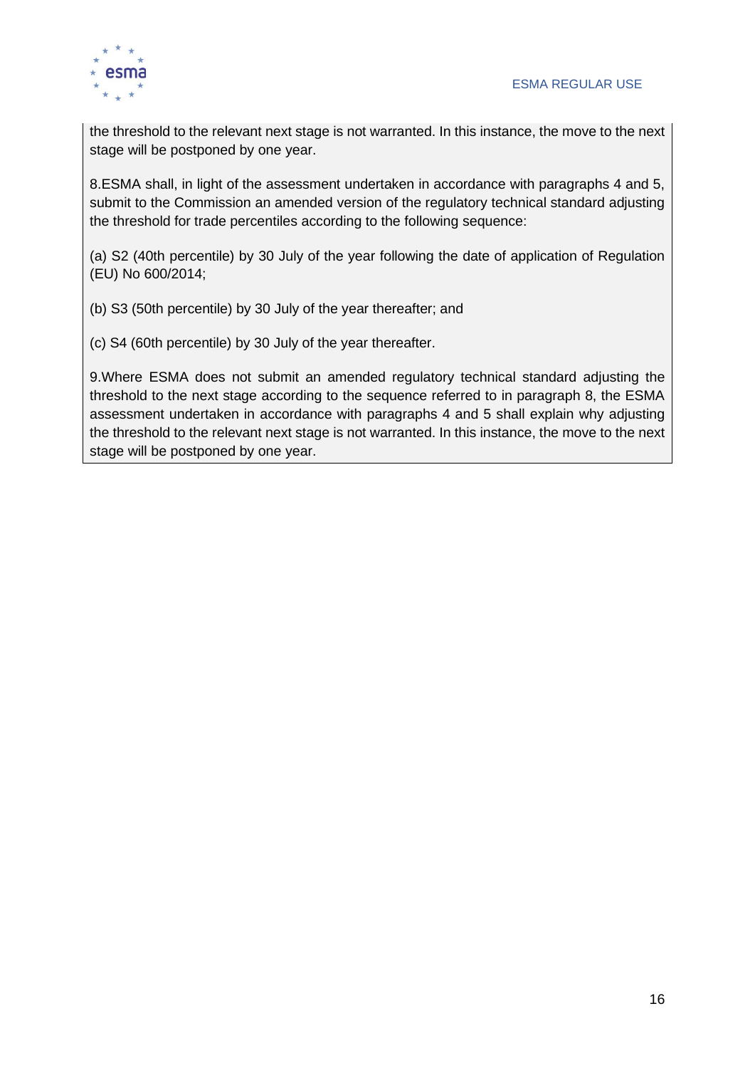the threshold to the relevant next stage is not warranted. In this instance, the move to the next stage will be postponed by one year.

8.ESMA shall, in light of the assessment undertaken in accordance with paragraphs 4 and 5, submit to the Commission an amended version of the regulatory technical standard adjusting the threshold for trade percentiles according to the following sequence:

(a) S2 (40th percentile) by 30 July of the year following the date of application of Regulation (EU) No 600/2014;

(b) S3 (50th percentile) by 30 July of the year thereafter; and

(c) S4 (60th percentile) by 30 July of the year thereafter.

9.Where ESMA does not submit an amended regulatory technical standard adjusting the threshold to the next stage according to the sequence referred to in paragraph 8, the ESMA assessment undertaken in accordance with paragraphs 4 and 5 shall explain why adjusting the threshold to the relevant next stage is not warranted. In this instance, the move to the next stage will be postponed by one year.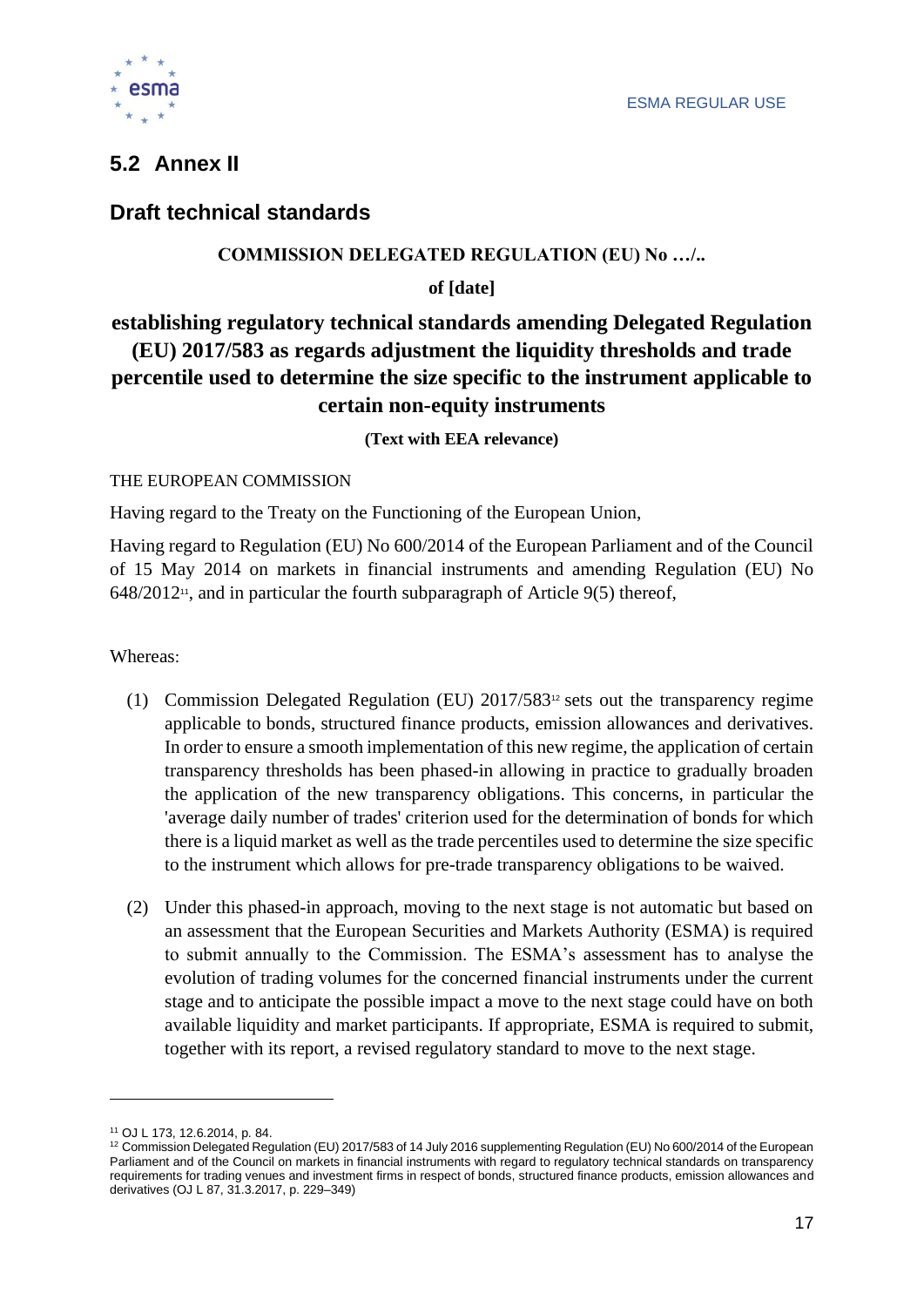## 5.2 Annex II

## Draft technical standards

**COMMISSION DELEGATED REGULATION (EU) No …/..**

**of [date]**

**establishing regulatory technical standards amending Delegated Regulation (EU) 2017/583 as regards adjustment the liquidity thresholds and trade percentile used to determine the size specific to the instrument applicable to certain non-equity instruments**

**(Text with EEA relevance)**

THE EUROPEAN COMMISSION

Having regard to the Treaty on the Functioning of the European Union,

Having regard to Regulation (EU) No 600/2014 of the European Parliament and of the Council of 15 May 2014 on markets in financial instruments and amending Regulation (EU) No 648/2012[11], and in particular the fourth subparagraph of Article 9(5) thereof,

Whereas:

(1) Commission Delegated Regulation (EU) 2017/583[12] sets out the transparency regime applicable to bonds, structured finance products, emission allowances and derivatives. In order to ensure a smooth implementation of this new regime, the application of certain transparency thresholds has been phased-in allowing in practice to gradually broaden the application of the new transparency obligations. This concerns, in particular the 'average daily number of trades' criterion used for the determination of bonds for which there is a liquid market as well as the trade percentiles used to determine the size specific to the instrument which allows for pre-trade transparency obligations to be waived.

(2) Under this phased-in approach, moving to the next stage is not automatic but based on an assessment that the European Securities and Markets Authority (ESMA) is required to submit annually to the Commission. The ESMA's assessment has to analyse the evolution of trading volumes for the concerned financial instruments under the current stage and to anticipate the possible impact a move to the next stage could have on both available liquidity and market participants. If appropriate, ESMA is required to submit, together with its report, a revised regulatory standard to move to the next stage.

---

[11] OJ L 173, 12.6.2014, p. 84.

[12] Commission Delegated Regulation (EU) 2017/583 of 14 July 2016 supplementing Regulation (EU) No 600/2014 of the European Parliament and of the Council on markets in financial instruments with regard to regulatory technical standards on transparency requirements for trading venues and investment firms in respect of bonds, structured finance products, emission allowances and derivatives (OJ L 87, 31.3.2017, p. 229–349)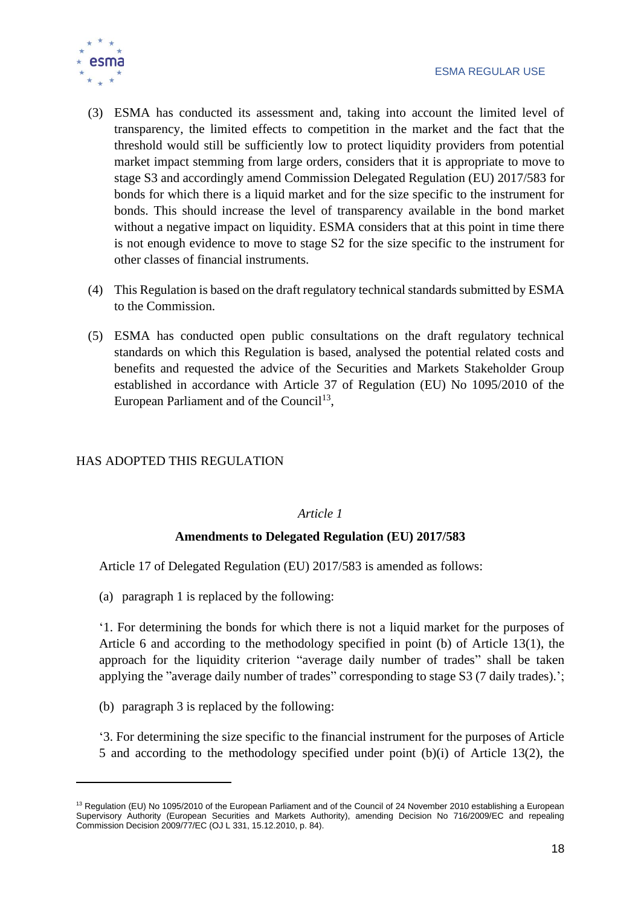(3) ESMA has conducted its assessment and, taking into account the limited level of transparency, the limited effects to competition in the market and the fact that the threshold would still be sufficiently low to protect liquidity providers from potential market impact stemming from large orders, considers that it is appropriate to move to stage S3 and accordingly amend Commission Delegated Regulation (EU) 2017/583 for bonds for which there is a liquid market and for the size specific to the instrument for bonds. This should increase the level of transparency available in the bond market without a negative impact on liquidity. ESMA considers that at this point in time there is not enough evidence to move to stage S2 for the size specific to the instrument for other classes of financial instruments.

(4) This Regulation is based on the draft regulatory technical standards submitted by ESMA to the Commission.

(5) ESMA has conducted open public consultations on the draft regulatory technical standards on which this Regulation is based, analysed the potential related costs and benefits and requested the advice of the Securities and Markets Stakeholder Group established in accordance with Article 37 of Regulation (EU) No 1095/2010 of the European Parliament and of the Council[13],

HAS ADOPTED THIS REGULATION

*Article 1*

**Amendments to Delegated Regulation (EU) 2017/583**

Article 17 of Delegated Regulation (EU) 2017/583 is amended as follows:

(a) paragraph 1 is replaced by the following:

'1. For determining the bonds for which there is not a liquid market for the purposes of Article 6 and according to the methodology specified in point (b) of Article 13(1), the approach for the liquidity criterion "average daily number of trades" shall be taken applying the "average daily number of trades" corresponding to stage S3 (7 daily trades).';

(b) paragraph 3 is replaced by the following:

'3. For determining the size specific to the financial instrument for the purposes of Article 5 and according to the methodology specified under point (b)(i) of Article 13(2), the

[13] Regulation (EU) No 1095/2010 of the European Parliament and of the Council of 24 November 2010 establishing a European Supervisory Authority (European Securities and Markets Authority), amending Decision No 716/2009/EC and repealing Commission Decision 2009/77/EC (OJ L 331, 15.12.2010, p. 84).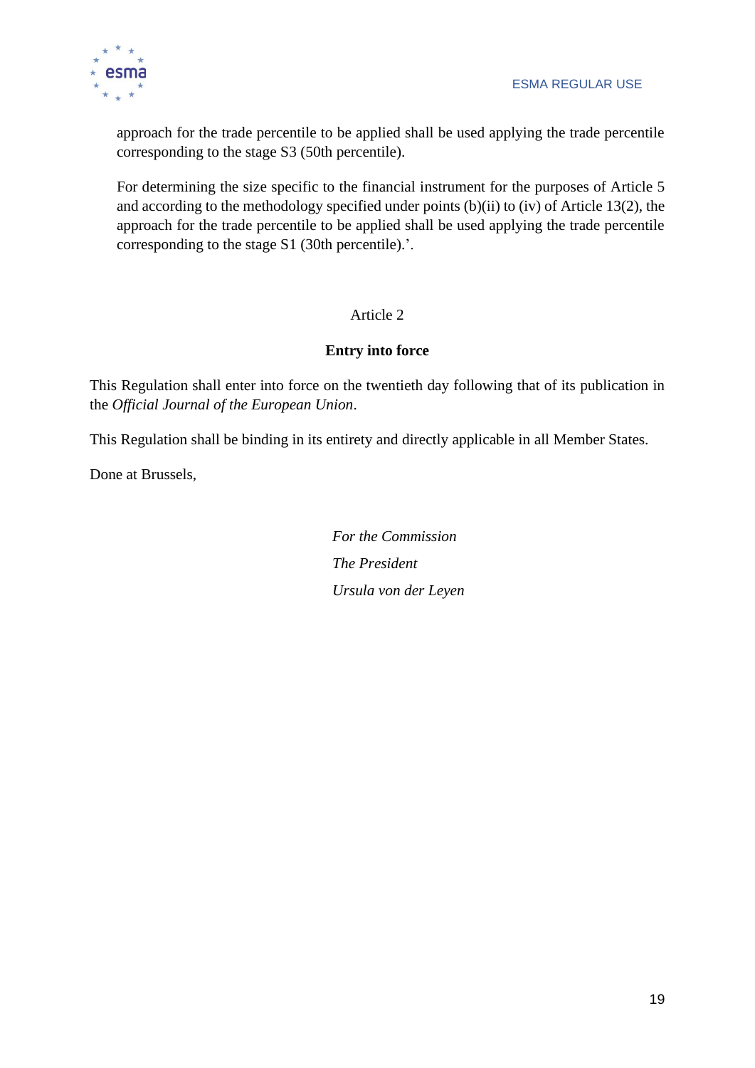approach for the trade percentile to be applied shall be used applying the trade percentile corresponding to the stage S3 (50th percentile).

For determining the size specific to the financial instrument for the purposes of Article 5 and according to the methodology specified under points (b)(ii) to (iv) of Article 13(2), the approach for the trade percentile to be applied shall be used applying the trade percentile corresponding to the stage S1 (30th percentile).’.

## Article 2

### Entry into force

This Regulation shall enter into force on the twentieth day following that of its publication in the *Official Journal of the European Union*.

This Regulation shall be binding in its entirety and directly applicable in all Member States.

Done at Brussels,

*For the Commission*

*The President*

*Ursula von der Leyen*